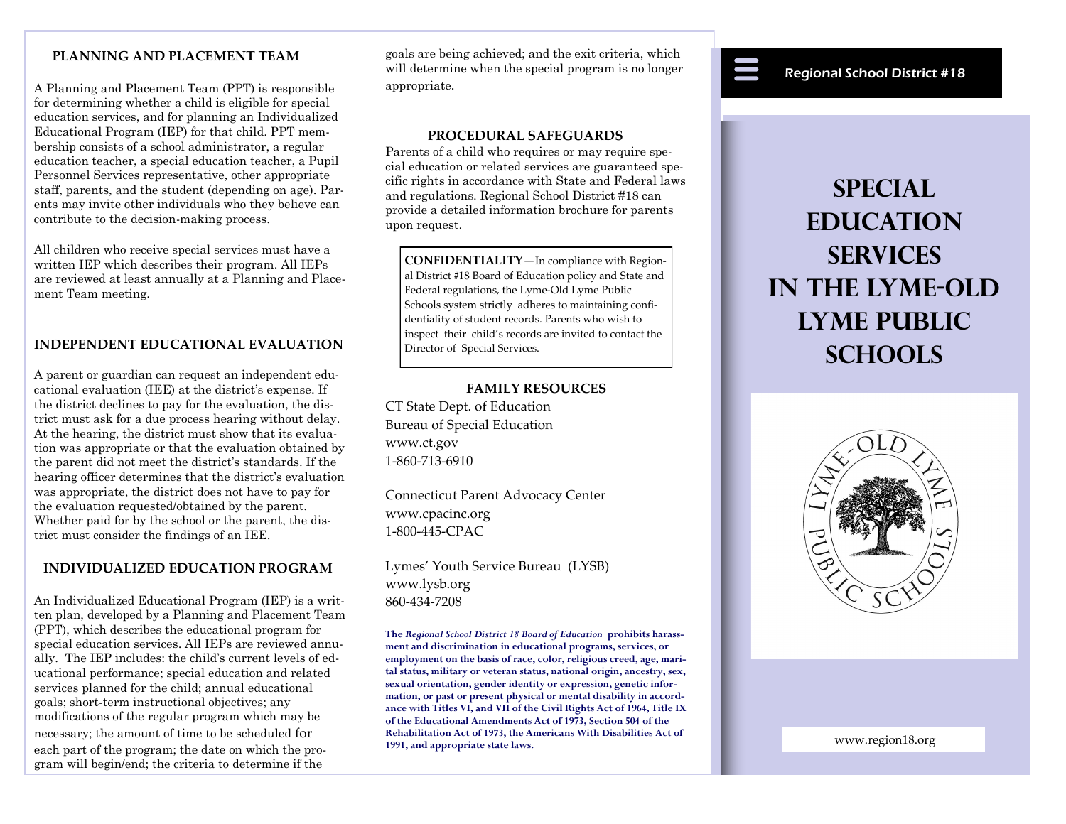## PLANNING AND PLACEMENT TEAM

A Planning and Placement Team (PPT) is responsible for determining whether a child is eligible for special education services, and for planning an Individualized Educational Program (IEP) for that child. PPT membership consists of a school administrator, a regular education teacher, a special education teacher, a Pupil Personnel Services representative, other appropriate staff, parents, and the student (depending on age). Parents may invite other individuals who they believe can contribute to the decision-making process.

All children who receive special services must have a written IEP which describes their program. All IEPs are reviewed at least annually at a Planning and Placement Team meeting.

## INDEPENDENT EDUCATIONAL EVALUATION

A parent or guardian can request an independent educational evaluation (IEE) at the district's expense. If the district declines to pay for the evaluation, the district must ask for a due process hearing without delay. At the hearing, the district must show that its evaluation was appropriate or that the evaluation obtained by the parent did not meet the district's standards. If the hearing officer determines that the district's evaluation was appropriate, the district does not have to pay for the evaluation requested/obtained by the parent. Whether paid for by the school or the parent, the district must consider the findings of an IEE.

## INDIVIDUALIZED EDUCATION PROGRAM

An Individualized Educational Program (IEP) is a written plan, developed by a Planning and Placement Team (PPT), which describes the educational program for special education services. All IEPs are reviewed annually. The IEP includes: the child's current levels of educational performance; special education and related services planned for the child; annual educational goals; short-term instructional objectives; any modifications of the regular program which may be necessary; the amount of time to be scheduled for each part of the program; the date on which the program will begin/end; the criteria to determine if the goals are being achieved; and the exit criteria, which will determine when the special program is no longer appropriate.

## PROCEDURAL SAFEGUARDS

Parents of a child who requires or may require special education or related services are guaranteed specific rights in accordance with State and Federal laws and regulations. Regional School District #18 can provide a detailed information brochure for parents upon request.

**CONFIDENTIALITY**—In compliance with Regional District #18 Board of Education policy and State and Federal regulations, the Lyme-Old Lyme Public Schools system strictly adheres to maintaining confidentiality of student records. Parents who wish to inspect their child's records are invited to contact the Director of Special Services.

## FAMILY RESOURCES

CT State Dept. of Education
Bureau of Special Education
www.ct.gov
1-860-713-6910

Connecticut Parent Advocacy Center
www.cpacinc.org
1-800-445-CPAC

Lymes' Youth Service Bureau (LYSB)
www.lysb.org
860-434-7208

**The *Regional School District 18 Board of Education* prohibits harassment and discrimination in educational programs, services, or employment on the basis of race, color, religious creed, age, marital status, military or veteran status, national origin, ancestry, sex, sexual orientation, gender identity or expression, genetic information, or past or present physical or mental disability in accordance with Titles VI, and VII of the Civil Rights Act of 1964, Title IX of the Educational Amendments Act of 1973, Section 504 of the Rehabilitation Act of 1973, the Americans With Disabilities Act of 1991, and appropriate state laws.**

Regional School District #18

# SPECIAL EDUCATION SERVICES IN THE LYME-OLD LYME PUBLIC SCHOOLS

LYME-OLD LYME PUBLIC SCHOOLS

www.region18.org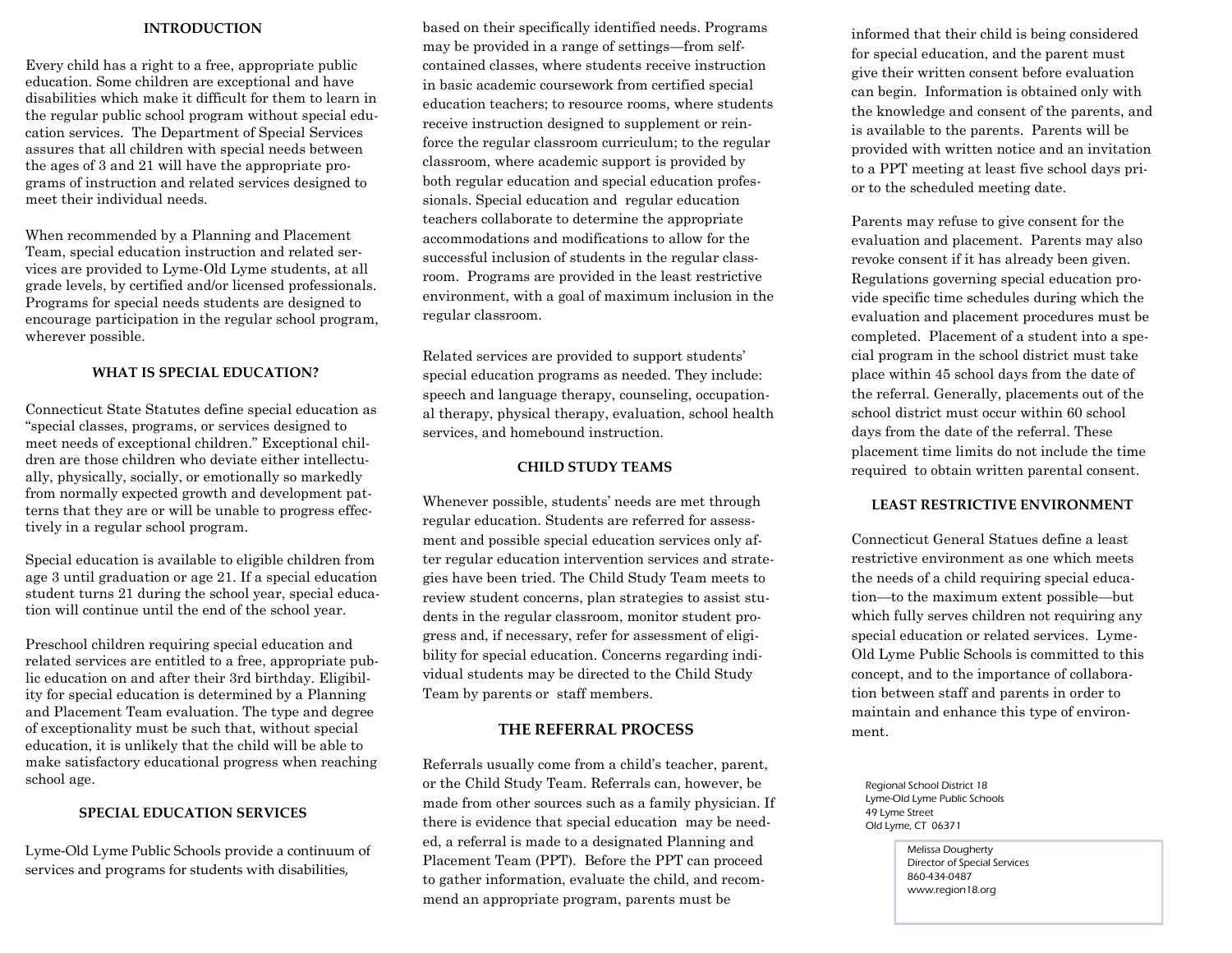## INTRODUCTION

Every child has a right to a free, appropriate public education. Some children are exceptional and have disabilities which make it difficult for them to learn in the regular public school program without special education services. The Department of Special Services assures that all children with special needs between the ages of 3 and 21 will have the appropriate programs of instruction and related services designed to meet their individual needs.

When recommended by a Planning and Placement Team, special education instruction and related services are provided to Lyme-Old Lyme students, at all grade levels, by certified and/or licensed professionals. Programs for special needs students are designed to encourage participation in the regular school program, wherever possible.

## WHAT IS SPECIAL EDUCATION?

Connecticut State Statutes define special education as "special classes, programs, or services designed to meet needs of exceptional children." Exceptional children are those children who deviate either intellectually, physically, socially, or emotionally so markedly from normally expected growth and development patterns that they are or will be unable to progress effectively in a regular school program.

Special education is available to eligible children from age 3 until graduation or age 21. If a special education student turns 21 during the school year, special education will continue until the end of the school year.

Preschool children requiring special education and related services are entitled to a free, appropriate public education on and after their 3rd birthday. Eligibility for special education is determined by a Planning and Placement Team evaluation. The type and degree of exceptionality must be such that, without special education, it is unlikely that the child will be able to make satisfactory educational progress when reaching school age.

## SPECIAL EDUCATION SERVICES

Lyme-Old Lyme Public Schools provide a continuum of services and programs for students with disabilities, based on their specifically identified needs. Programs may be provided in a range of settings—from self-contained classes, where students receive instruction in basic academic coursework from certified special education teachers; to resource rooms, where students receive instruction designed to supplement or reinforce the regular classroom curriculum; to the regular classroom, where academic support is provided by both regular education and special education professionals. Special education and regular education teachers collaborate to determine the appropriate accommodations and modifications to allow for the successful inclusion of students in the regular classroom. Programs are provided in the least restrictive environment, with a goal of maximum inclusion in the regular classroom.

Related services are provided to support students' special education programs as needed. They include: speech and language therapy, counseling, occupational therapy, physical therapy, evaluation, school health services, and homebound instruction.

## CHILD STUDY TEAMS

Whenever possible, students' needs are met through regular education. Students are referred for assessment and possible special education services only after regular education intervention services and strategies have been tried. The Child Study Team meets to review student concerns, plan strategies to assist students in the regular classroom, monitor student progress and, if necessary, refer for assessment of eligibility for special education. Concerns regarding individual students may be directed to the Child Study Team by parents or staff members.

## THE REFERRAL PROCESS

Referrals usually come from a child's teacher, parent, or the Child Study Team. Referrals can, however, be made from other sources such as a family physician. If there is evidence that special education may be needed, a referral is made to a designated Planning and Placement Team (PPT). Before the PPT can proceed to gather information, evaluate the child, and recommend an appropriate program, parents must be informed that their child is being considered for special education, and the parent must give their written consent before evaluation can begin. Information is obtained only with the knowledge and consent of the parents, and is available to the parents. Parents will be provided with written notice and an invitation to a PPT meeting at least five school days prior to the scheduled meeting date.

Parents may refuse to give consent for the evaluation and placement. Parents may also revoke consent if it has already been given. Regulations governing special education provide specific time schedules during which the evaluation and placement procedures must be completed. Placement of a student into a special program in the school district must take place within 45 school days from the date of the referral. Generally, placements out of the school district must occur within 60 school days from the date of the referral. These placement time limits do not include the time required to obtain written parental consent.

## LEAST RESTRICTIVE ENVIRONMENT

Connecticut General Statues define a least restrictive environment as one which meets the needs of a child requiring special education—to the maximum extent possible—but which fully serves children not requiring any special education or related services. Lyme-Old Lyme Public Schools is committed to this concept, and to the importance of collaboration between staff and parents in order to maintain and enhance this type of environment.

Regional School District 18
Lyme-Old Lyme Public Schools
49 Lyme Street
Old Lyme, CT 06371

Melissa Dougherty
Director of Special Services
860-434-0487
www.region18.org